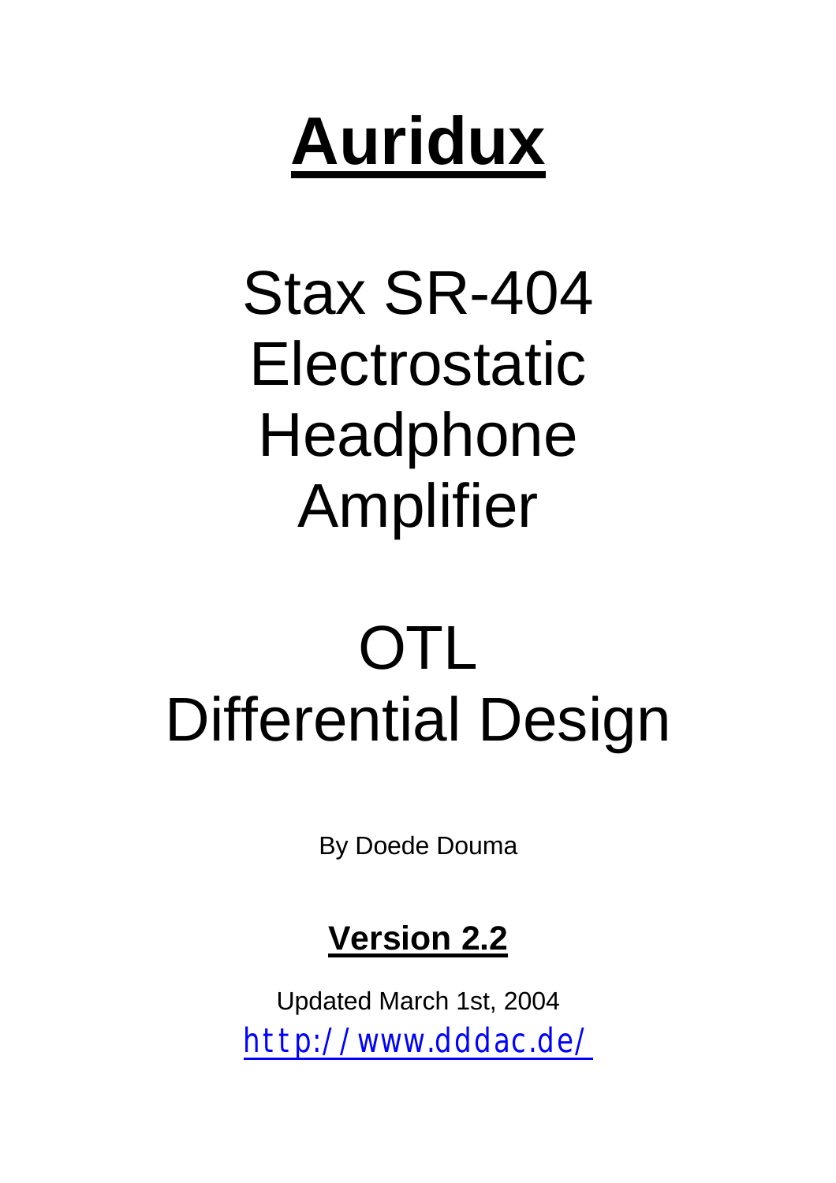# Auridux

## Stax SR-404 Electrostatic Headphone Amplifier

## OTL Differential Design

By Doede Douma

**Version 2.2**

Updated March 1st, 2004

http://www.dddac.de/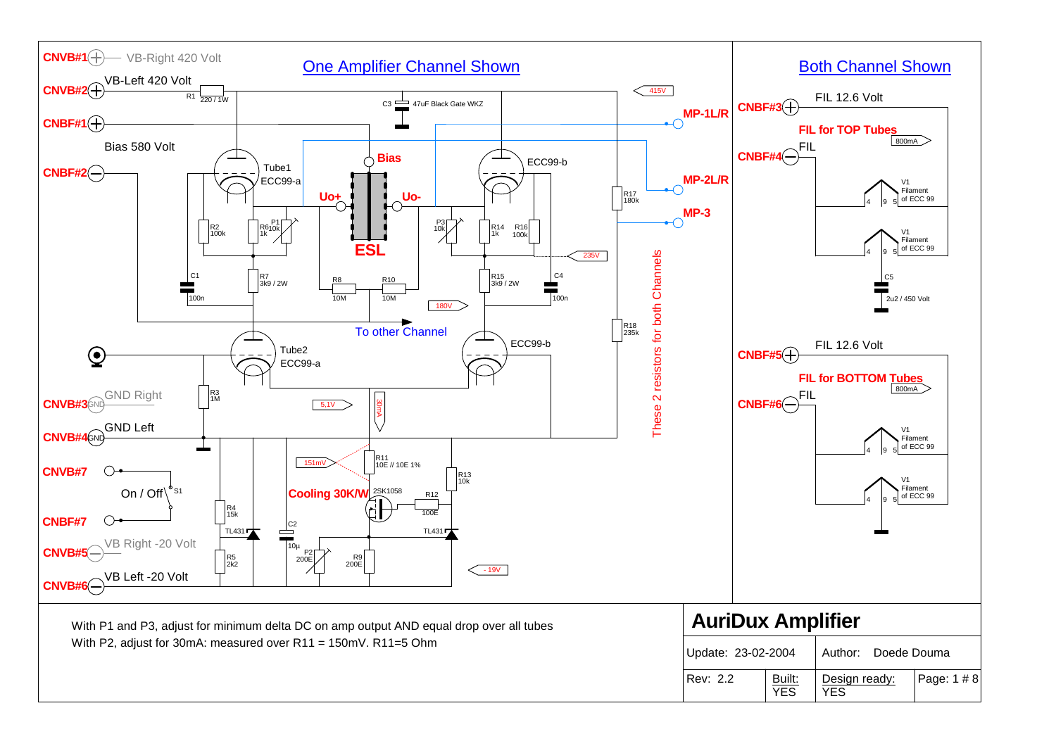## One Amplifier Channel Shown

## Both Channel Shown

CNVB#1 VB-Right 420 Volt

CNVB#2 VB-Left 420 Volt

CNBF#1

Bias 580 Volt

CNBF#2

R1 220 / 1W

C3 47uF Black Gate WKZ

415V

MP-1L/R

MP-2L/R

MP-3

Tube1 ECC99-a

ECC99-b

Bias

Uo+

Uo-

ESL

R2 100k

R6 1k

P1 10k

P3 10k

R14 1k

R16 100k

R17 180k

235V

C1 100n

R7 3k9 / 2W

R8 10M

R10 10M

R15 3k9 / 2W

C4 100n

180V

To other Channel

R18 235k

These 2 resistors for both Channels

Tube2 ECC99-a

ECC99-b

CNVB#3 GND Right

R3 1M

5,1V

30mA

CNVB#4 GND Left

CNVB#7

On / Off S1

CNBF#7

151mV

R11 10E // 10E 1%

R13 10k

Cooling 30K/W

2SK1058

R12 100E

R4 15k

TL431

C2 10µ

TL431

CNVB#5 VB Right -20 Volt

R5 2k2

P2 200E

R9 200E

- 19V

CNVB#6 VB Left -20 Volt

CNBF#3 FIL 12.6 Volt

FIL for TOP Tubes

800mA

CNBF#4 FIL

V1 Filament of ECC 99

V1 Filament of ECC 99

C5 2u2 / 450 Volt

CNBF#5 FIL 12.6 Volt

FIL for BOTTOM Tubes

800mA

CNBF#6 FIL

V1 Filament of ECC 99

V1 Filament of ECC 99

With P1 and P3, adjust for minimum delta DC on amp output AND equal drop over all tubes

With P2, adjust for 30mA: measured over R11 = 150mV. R11=5 Ohm

## AuriDux Amplifier

| | | | |
|---|---|---|---|
| Update: 23-02-2004 | | Author: Doede Douma | |
| Rev: 2.2 | Built: YES | Design ready: YES | Page: 1 # 8 |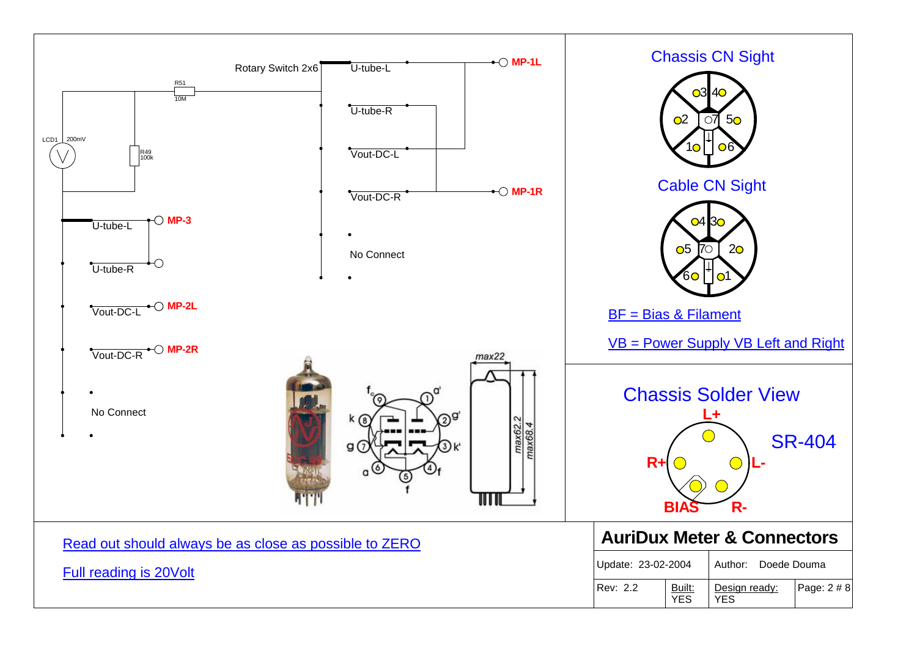Rotary Switch 2x6

R51
10M

LCD1 200mV

R49
100k

U-tube-L

U-tube-R

Vout-DC-L

Vout-DC-R

No Connect

MP-1L

MP-1R

U-tube-L

MP-3

U-tube-R

Vout-DC-L

MP-2L

Vout-DC-R

MP-2R

No Connect

max22

max62.2

max68.4

f 9, a' 1, k 8, g' 2, g 7, k' 3, a 6, f 5, f 4

## Chassis CN Sight

3 4 2 7 5 1 6

## Cable CN Sight

4 3 5 7 2 6 1

BF = Bias & Filament

VB = Power Supply VB Left and Right

## Chassis Solder View

L+

R+

L-

BIAS

R-

SR-404

Read out should always be as close as possible to ZERO

Full reading is 20Volt

| AuriDux Meter & Connectors | | | |
|---|---|---|---|
| Update: 23-02-2004 | | Author: Doede Douma | |
| Rev: 2.2 | Built: YES | Design ready: YES | Page: 2 # 8 |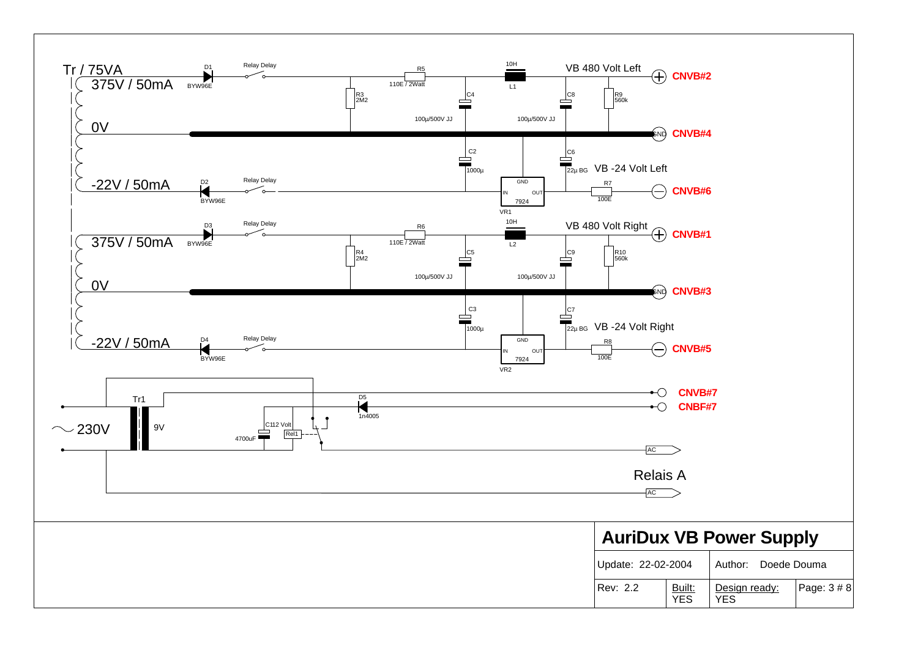Tr / 75VA

375V / 50mA

0V

-22V / 50mA

375V / 50mA

0V

-22V / 50mA

D1 BYW96E

D2 BYW96E

D3 BYW96E

D4 BYW96E

Relay Delay

Relay Delay

Relay Delay

Relay Delay

R3 2M2

R4 2M2

R5 110E / 2Watt

R6 110E / 2Watt

C4 100µ/500V JJ

C5 100µ/500V JJ

C2 1000µ

C3 1000µ

10H L1

10H L2

C8 100µ/500V JJ

C9 100µ/500V JJ

C6 22µ BG

C7 22µ BG

R9 560k

R10 560k

VR1 7924 IN GND OUT

VR2 7924 IN GND OUT

R7 100E

R8 100E

VB 480 Volt Left

VB -24 Volt Left

VB 480 Volt Right

VB -24 Volt Right

GND

GND

CNVB#2

CNVB#4

CNVB#6

CNVB#1

CNVB#3

CNVB#5

Tr1

230V

9V

C1 12 Volt 4700uF

Rel1

D5 1n4005

CNVB#7

CNBF#7

AC

AC

Relais A

# AuriDux VB Power Supply

| | | | |
|---|---|---|---|
| Update: 22-02-2004 | | Author: Doede Douma | |
| Rev: 2.2 | Built: YES | Design ready: YES | Page: 3 # 8 |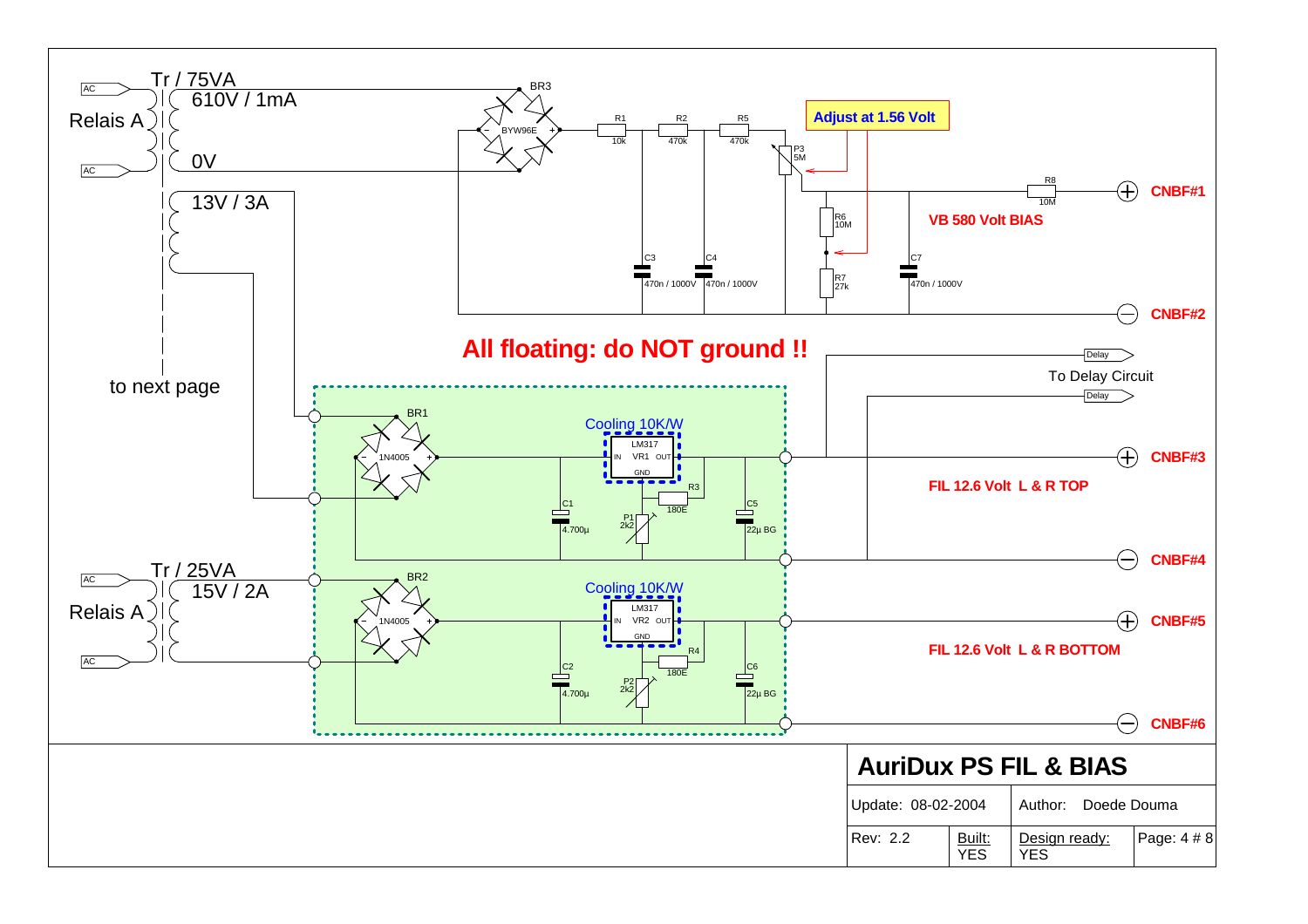Tr / 75VA

Relais A

610V / 1mA

0V

13V / 3A

to next page

Tr / 25VA

Relais A

15V / 2A

AC

AC

AC

AC

BR3

BYW96E

R1
10k

R2
470k

R5
470k

Adjust at 1.56 Volt

P3
5M

R8
10M

CNBF#1

VB 580 Volt BIAS

R6
10M

R7
27k

C3
470n / 1000V

C4
470n / 1000V

C7
470n / 1000V

CNBF#2

All floating: do NOT ground !!

Delay

To Delay Circuit

Delay

BR1

1N4005

Cooling 10K/W

LM317
IN VR1 OUT
GND

R3
180E

C1
4.700µ

P1
2k2

C5
22µ BG

CNBF#3

FIL 12.6 Volt L & R TOP

CNBF#4

BR2

1N4005

Cooling 10K/W

LM317
IN VR2 OUT
GND

R4
180E

C2
4.700µ

P2
2k2

C6
22µ BG

CNBF#5

FIL 12.6 Volt L & R BOTTOM

CNBF#6

| AuriDux PS FIL & BIAS | | | |
| --- | --- | --- | --- |
| Update: 08-02-2004 | | Author: Doede Douma | |
| Rev: 2.2 | Built: YES | Design ready: YES | Page: 4 # 8 |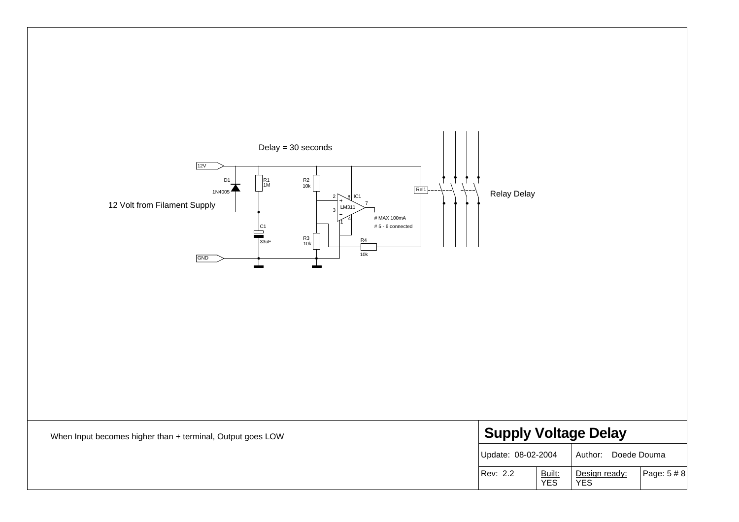Delay = 30 seconds

12V

D1
1N4005

R1
1M

R2
10k

2
+
8
IC1
LM311
7
3
–
4
1

Rel1

Relay Delay

12 Volt from Filament Supply

C1
33uF

R3
10k

R4
10k

# MAX 100mA
# 5 - 6 connected

GND

When Input becomes higher than + terminal, Output goes LOW

# Supply Voltage Delay

| | | | |
|---|---|---|---|
| Update: 08-02-2004 | | Author: Doede Douma | |
| Rev: 2.2 | Built: YES | Design ready: YES | Page: 5 # 8 |